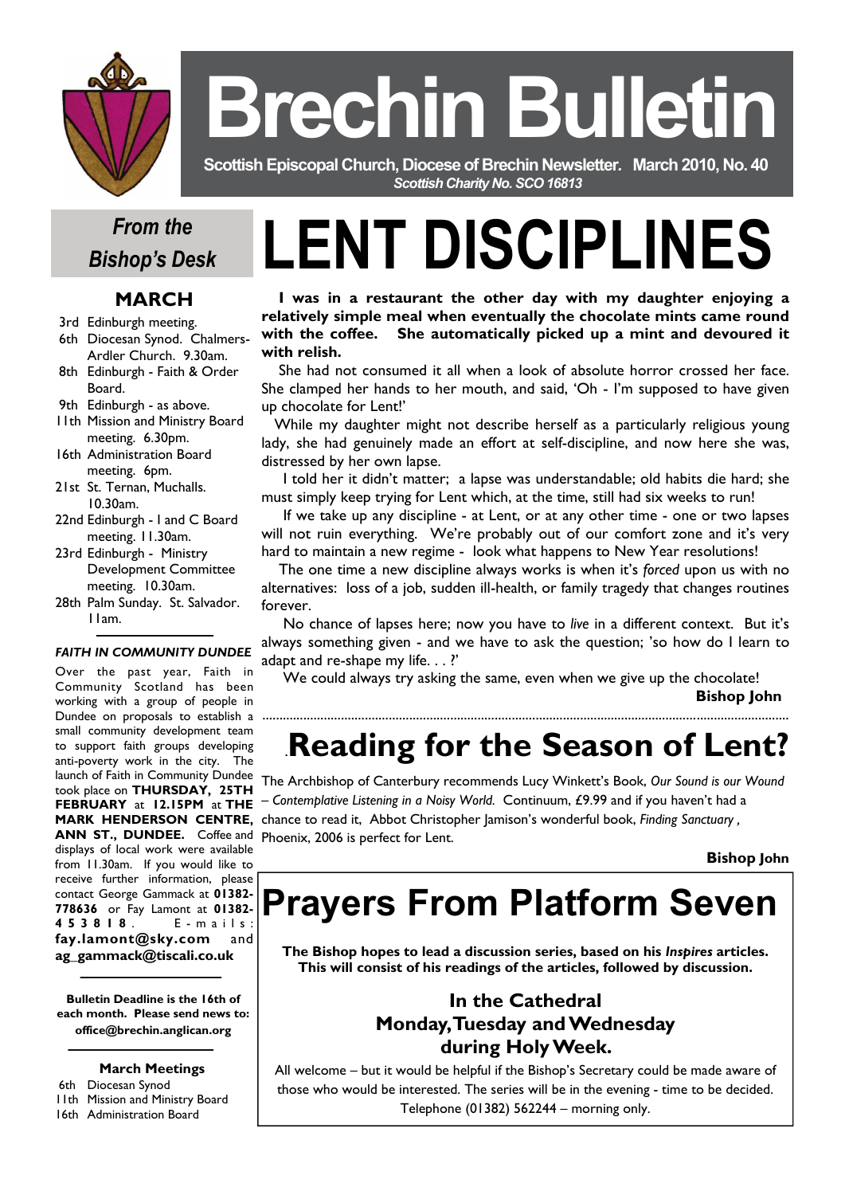# Brechin Bulletin

**Scottish Episcopal Church, Diocese of Brechin Newsletter. March 2010, No. 40**

*Scottish Charity No. SCO 16813*

## *From the Bishop's Desk*

### MARCH

- 3rd Edinburgh meeting.
- 6th Diocesan Synod. Chalmers-Ardler Church. 9.30am.
- 8th Edinburgh - Faith & Order Board.
- 9th Edinburgh - as above.
- 11th Mission and Ministry Board meeting. 6.30pm.
- 16th Administration Board meeting. 6pm.
- 21st St. Ternan, Muchalls. 10.30am.
- 22nd Edinburgh - I and C Board meeting. 11.30am.
- 23rd Edinburgh - Ministry Development Committee meeting. 10.30am.
- 28th Palm Sunday. St. Salvador. 11am.

***FAITH IN COMMUNITY DUNDEE***

Over the past year, Faith in Community Scotland has been working with a group of people in Dundee on proposals to establish a small community development team to support faith groups developing anti-poverty work in the city. The launch of Faith in Community Dundee took place on **THURSDAY, 25TH FEBRUARY** at **12.15PM** at **THE MARK HENDERSON CENTRE, ANN ST., DUNDEE.** Coffee and displays of local work were available from 11.30am. If you would like to receive further information, please contact George Gammack at **01382-778636** or Fay Lamont at **01382-453818**. E-mails: **fay.lamont@sky.com** and **ag_gammack@tiscali.co.uk**

**Bulletin Deadline is the 16th of each month. Please send news to: office@brechin.anglican.org**

**March Meetings**

- 6th Diocesan Synod
- 11th Mission and Ministry Board
- 16th Administration Board

# LENT DISCIPLINES

**I was in a restaurant the other day with my daughter enjoying a relatively simple meal when eventually the chocolate mints came round with the coffee. She automatically picked up a mint and devoured it with relish.**

She had not consumed it all when a look of absolute horror crossed her face. She clamped her hands to her mouth, and said, 'Oh - I'm supposed to have given up chocolate for Lent!'

While my daughter might not describe herself as a particularly religious young lady, she had genuinely made an effort at self-discipline, and now here she was, distressed by her own lapse.

I told her it didn't matter; a lapse was understandable; old habits die hard; she must simply keep trying for Lent which, at the time, still had six weeks to run!

If we take up any discipline - at Lent, or at any other time - one or two lapses will not ruin everything. We're probably out of our comfort zone and it's very hard to maintain a new regime - look what happens to New Year resolutions!

The one time a new discipline always works is when it's *forced* upon us with no alternatives: loss of a job, sudden ill-health, or family tragedy that changes routines forever.

No chance of lapses here; now you have to *live* in a different context. But it's always something given - and we have to ask the question; 'so how do I learn to adapt and re-shape my life. . . ?'

We could always try asking the same, even when we give up the chocolate!

**Bishop John**

## Reading for the Season of Lent?

The Archbishop of Canterbury recommends Lucy Winkett's Book, *Our Sound is our Wound – Contemplative Listening in a Noisy World.* Continuum, £9.99 and if you haven't had a chance to read it, Abbot Christopher Jamison's wonderful book, *Finding Sanctuary ,* Phoenix, 2006 is perfect for Lent.

**Bishop John**

# Prayers From Platform Seven

**The Bishop hopes to lead a discussion series, based on his *Inspires* articles. This will consist of his readings of the articles, followed by discussion.**

### In the Cathedral
### Monday, Tuesday and Wednesday
### during Holy Week.

All welcome – but it would be helpful if the Bishop's Secretary could be made aware of those who would be interested. The series will be in the evening - time to be decided. Telephone (01382) 562244 – morning only.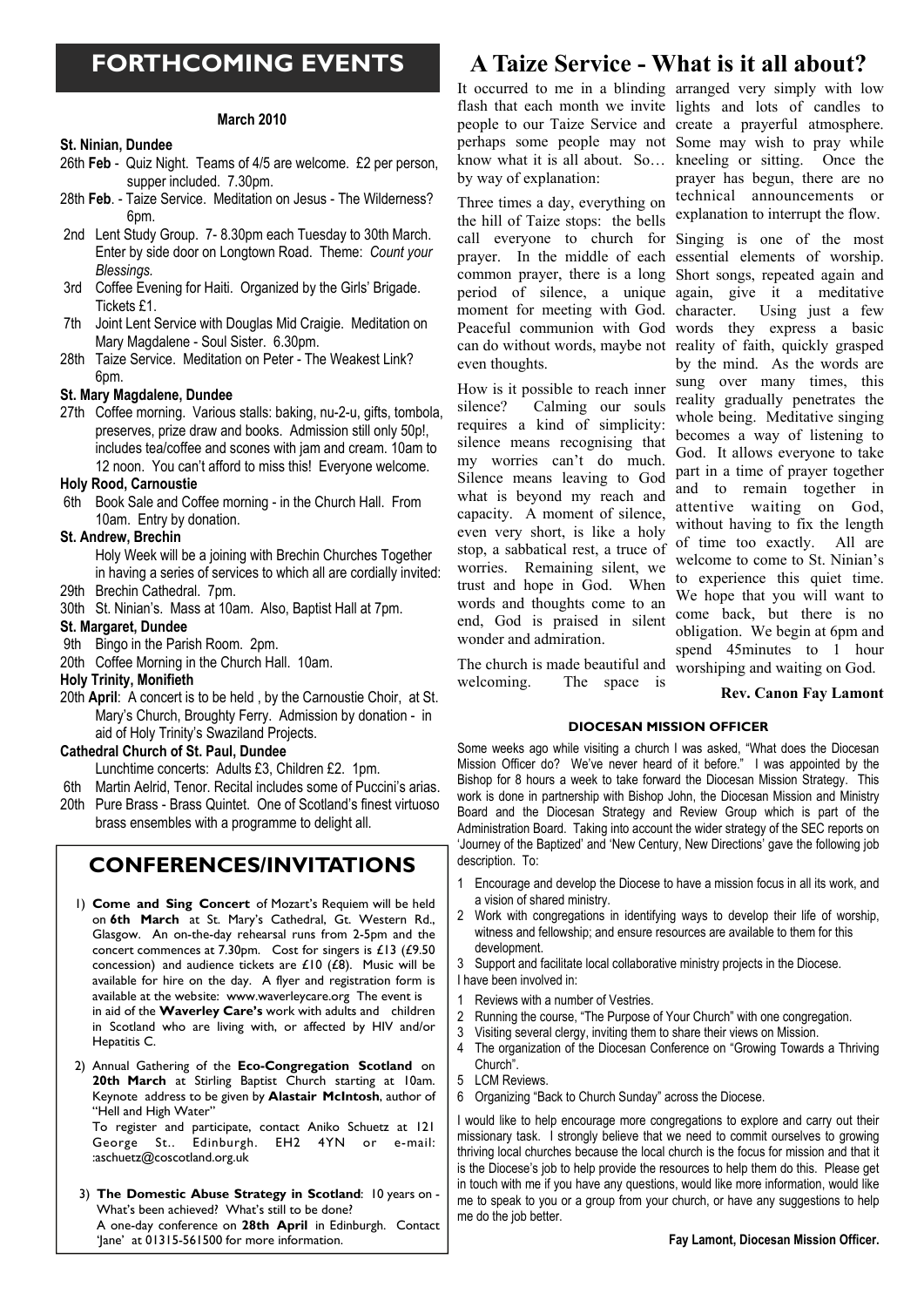## FORTHCOMING EVENTS

**March 2010**

**St. Ninian, Dundee**

- 26th **Feb** - Quiz Night. Teams of 4/5 are welcome. £2 per person, supper included. 7.30pm.
- 28th **Feb**. - Taize Service. Meditation on Jesus - The Wilderness? 6pm.
- 2nd Lent Study Group. 7- 8.30pm each Tuesday to 30th March. Enter by side door on Longtown Road. Theme: *Count your Blessings.*
- 3rd Coffee Evening for Haiti. Organized by the Girls' Brigade. Tickets £1.
- 7th Joint Lent Service with Douglas Mid Craigie. Meditation on Mary Magdalene - Soul Sister. 6.30pm.
- 28th Taize Service. Meditation on Peter - The Weakest Link? 6pm.

**St. Mary Magdalene, Dundee**

- 27th Coffee morning. Various stalls: baking, nu-2-u, gifts, tombola, preserves, prize draw and books. Admission still only 50p!, includes tea/coffee and scones with jam and cream. 10am to 12 noon. You can't afford to miss this! Everyone welcome.

**Holy Rood, Carnoustie**

- 6th Book Sale and Coffee morning - in the Church Hall. From 10am. Entry by donation.

**St. Andrew, Brechin**

Holy Week will be a joining with Brechin Churches Together in having a series of services to which all are cordially invited:

- 29th Brechin Cathedral. 7pm.
- 30th St. Ninian's. Mass at 10am. Also, Baptist Hall at 7pm.

**St. Margaret, Dundee**

- 9th Bingo in the Parish Room. 2pm.
- 20th Coffee Morning in the Church Hall. 10am.

**Holy Trinity, Monifieth**

20th **April**: A concert is to be held , by the Carnoustie Choir, at St. Mary's Church, Broughty Ferry. Admission by donation - in aid of Holy Trinity's Swaziland Projects.

**Cathedral Church of St. Paul, Dundee**

Lunchtime concerts: Adults £3, Children £2. 1pm.

- 6th Martin Aelrid, Tenor. Recital includes some of Puccini's arias.
- 20th Pure Brass - Brass Quintet. One of Scotland's finest virtuoso brass ensembles with a programme to delight all.

## CONFERENCES/INVITATIONS

1) **Come and Sing Concert** of Mozart's Requiem will be held on **6th March** at St. Mary's Cathedral, Gt. Western Rd., Glasgow. An on-the-day rehearsal runs from 2-5pm and the concert commences at 7.30pm. Cost for singers is £13 (£9.50 concession) and audience tickets are £10 (£8). Music will be available for hire on the day. A flyer and registration form is available at the website: www.waverleycare.org The event is in aid of the **Waverley Care's** work with adults and children in Scotland who are living with, or affected by HIV and/or Hepatitis C.

2) Annual Gathering of the **Eco-Congregation Scotland** on **20th March** at Stirling Baptist Church starting at 10am. Keynote address to be given by **Alastair McIntosh**, author of "Hell and High Water"
To register and participate, contact Aniko Schuetz at 121 George St.. Edinburgh. EH2 4YN or e-mail: :aschuetz@coscotland.org.uk

3) **The Domestic Abuse Strategy in Scotland**: 10 years on - What's been achieved? What's still to be done?
A one-day conference on **28th April** in Edinburgh. Contact 'Jane' at 01315-561500 for more information.

# A Taize Service - What is it all about?

It occurred to me in a blinding flash that each month we invite people to our Taize Service and perhaps some people may not know what it is all about. So… by way of explanation:

Three times a day, everything on the hill of Taize stops: the bells call everyone to church for prayer. In the middle of each common prayer, there is a long period of silence, a unique moment for meeting with God. Peaceful communion with God can do without words, maybe not even thoughts.

How is it possible to reach inner silence? Calming our souls requires a kind of simplicity: silence means recognising that my worries can't do much. Silence means leaving to God what is beyond my reach and capacity. A moment of silence, even very short, is like a holy stop, a sabbatical rest, a truce of worries. Remaining silent, we trust and hope in God. When words and thoughts come to an end, God is praised in silent wonder and admiration.

The church is made beautiful and welcoming. The space is arranged very simply with low lights and lots of candles to create a prayerful atmosphere. Some may wish to pray while kneeling or sitting. Once the prayer has begun, there are no technical announcements or explanation to interrupt the flow.

Singing is one of the most essential elements of worship. Short songs, repeated again and again, give it a meditative character. Using just a few words they express a basic reality of faith, quickly grasped by the mind. As the words are sung over many times, this reality gradually penetrates the whole being. Meditative singing becomes a way of listening to God. It allows everyone to take part in a time of prayer together and to remain together in attentive waiting on God, without having to fix the length of time too exactly. All are welcome to come to St. Ninian's to experience this quiet time. We hope that you will want to come back, but there is no obligation. We begin at 6pm and spend 45minutes to 1 hour worshiping and waiting on God.

**Rev. Canon Fay Lamont**

### DIOCESAN MISSION OFFICER

Some weeks ago while visiting a church I was asked, "What does the Diocesan Mission Officer do? We've never heard of it before." I was appointed by the Bishop for 8 hours a week to take forward the Diocesan Mission Strategy. This work is done in partnership with Bishop John, the Diocesan Mission and Ministry Board and the Diocesan Strategy and Review Group which is part of the Administration Board. Taking into account the wider strategy of the SEC reports on 'Journey of the Baptized' and 'New Century, New Directions' gave the following job description. To:

1. Encourage and develop the Diocese to have a mission focus in all its work, and a vision of shared ministry.
2. Work with congregations in identifying ways to develop their life of worship, witness and fellowship; and ensure resources are available to them for this development.
3. Support and facilitate local collaborative ministry projects in the Diocese.

I have been involved in:

1. Reviews with a number of Vestries.
2. Running the course, "The Purpose of Your Church" with one congregation.
3. Visiting several clergy, inviting them to share their views on Mission.
4. The organization of the Diocesan Conference on "Growing Towards a Thriving Church".
5. LCM Reviews.
6. Organizing "Back to Church Sunday" across the Diocese.

I would like to help encourage more congregations to explore and carry out their missionary task. I strongly believe that we need to commit ourselves to growing thriving local churches because the local church is the focus for mission and that it is the Diocese's job to help provide the resources to help them do this. Please get in touch with me if you have any questions, would like more information, would like me to speak to you or a group from your church, or have any suggestions to help me do the job better.

**Fay Lamont, Diocesan Mission Officer.**